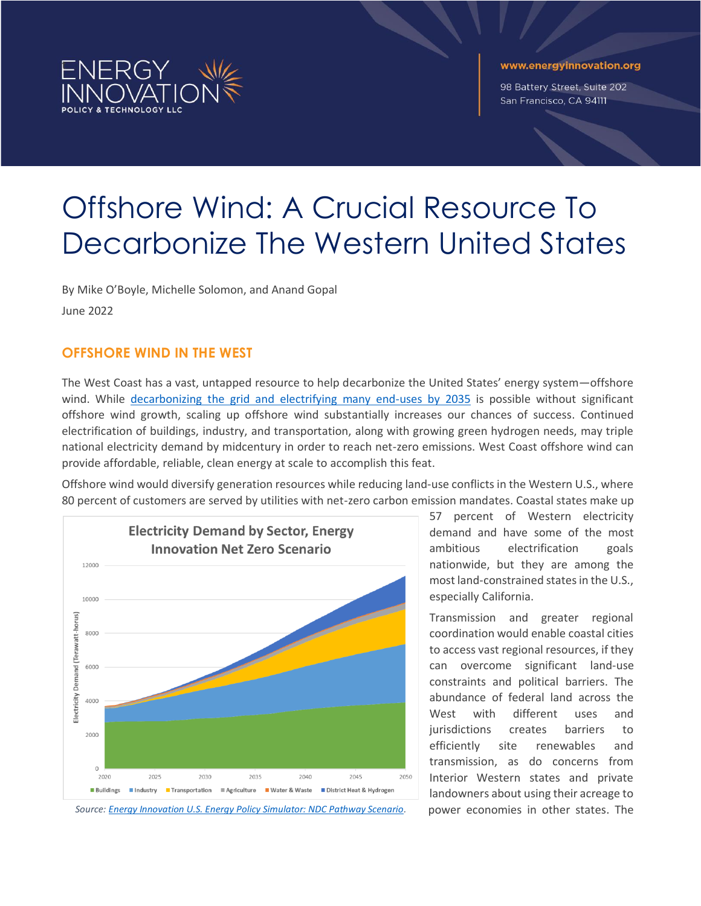ENERGY INNOVATION
POLICY & TECHNOLOGY LLC

www.energyinnovation.org

98 Battery Street, Suite 202
San Francisco, CA 94111

# Offshore Wind: A Crucial Resource To Decarbonize The Western United States

By Mike O'Boyle, Michelle Solomon, and Anand Gopal

June 2022

## OFFSHORE WIND IN THE WEST

The West Coast has a vast, untapped resource to help decarbonize the United States' energy system—offshore wind. While decarbonizing the grid and electrifying many end-uses by 2035 is possible without significant offshore wind growth, scaling up offshore wind substantially increases our chances of success. Continued electrification of buildings, industry, and transportation, along with growing green hydrogen needs, may triple national electricity demand by midcentury in order to reach net-zero emissions. West Coast offshore wind can provide affordable, reliable, clean energy at scale to accomplish this feat.

Offshore wind would diversify generation resources while reducing land-use conflicts in the Western U.S., where 80 percent of customers are served by utilities with net-zero carbon emission mandates. Coastal states make up 57 percent of Western electricity demand and have some of the most ambitious electrification goals nationwide, but they are among the most land-constrained states in the U.S., especially California.

**Electricity Demand by Sector, Energy Innovation Net Zero Scenario**

Source: Energy Innovation U.S. Energy Policy Simulator: NDC Pathway Scenario.

Transmission and greater regional coordination would enable coastal cities to access vast regional resources, if they can overcome significant land-use constraints and political barriers. The abundance of federal land across the West with different uses and jurisdictions creates barriers to efficiently site renewables and transmission, as do concerns from Interior Western states and private landowners about using their acreage to power economies in other states. The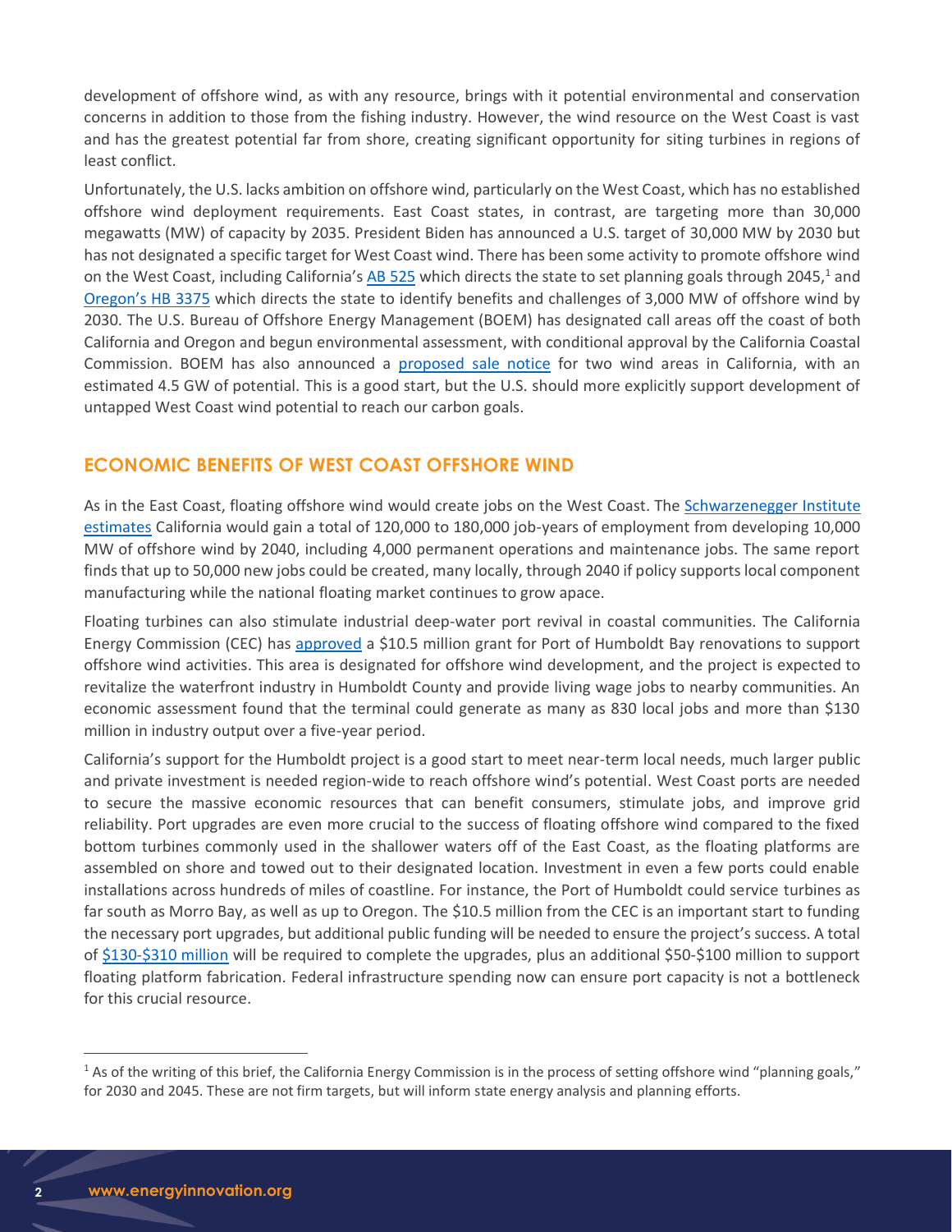development of offshore wind, as with any resource, brings with it potential environmental and conservation concerns in addition to those from the fishing industry. However, the wind resource on the West Coast is vast and has the greatest potential far from shore, creating significant opportunity for siting turbines in regions of least conflict.

Unfortunately, the U.S. lacks ambition on offshore wind, particularly on the West Coast, which has no established offshore wind deployment requirements. East Coast states, in contrast, are targeting more than 30,000 megawatts (MW) of capacity by 2035. President Biden has announced a U.S. target of 30,000 MW by 2030 but has not designated a specific target for West Coast wind. There has been some activity to promote offshore wind on the West Coast, including California's AB 525 which directs the state to set planning goals through 2045,[1] and Oregon's HB 3375 which directs the state to identify benefits and challenges of 3,000 MW of offshore wind by 2030. The U.S. Bureau of Offshore Energy Management (BOEM) has designated call areas off the coast of both California and Oregon and begun environmental assessment, with conditional approval by the California Coastal Commission. BOEM has also announced a proposed sale notice for two wind areas in California, with an estimated 4.5 GW of potential. This is a good start, but the U.S. should more explicitly support development of untapped West Coast wind potential to reach our carbon goals.

## ECONOMIC BENEFITS OF WEST COAST OFFSHORE WIND

As in the East Coast, floating offshore wind would create jobs on the West Coast. The Schwarzenegger Institute estimates California would gain a total of 120,000 to 180,000 job-years of employment from developing 10,000 MW of offshore wind by 2040, including 4,000 permanent operations and maintenance jobs. The same report finds that up to 50,000 new jobs could be created, many locally, through 2040 if policy supports local component manufacturing while the national floating market continues to grow apace.

Floating turbines can also stimulate industrial deep-water port revival in coastal communities. The California Energy Commission (CEC) has approved a $10.5 million grant for Port of Humboldt Bay renovations to support offshore wind activities. This area is designated for offshore wind development, and the project is expected to revitalize the waterfront industry in Humboldt County and provide living wage jobs to nearby communities. An economic assessment found that the terminal could generate as many as 830 local jobs and more than $130 million in industry output over a five-year period.

California's support for the Humboldt project is a good start to meet near-term local needs, much larger public and private investment is needed region-wide to reach offshore wind's potential. West Coast ports are needed to secure the massive economic resources that can benefit consumers, stimulate jobs, and improve grid reliability. Port upgrades are even more crucial to the success of floating offshore wind compared to the fixed bottom turbines commonly used in the shallower waters off of the East Coast, as the floating platforms are assembled on shore and towed out to their designated location. Investment in even a few ports could enable installations across hundreds of miles of coastline. For instance, the Port of Humboldt could service turbines as far south as Morro Bay, as well as up to Oregon. The $10.5 million from the CEC is an important start to funding the necessary port upgrades, but additional public funding will be needed to ensure the project's success. A total of $130-$310 million will be required to complete the upgrades, plus an additional $50-$100 million to support floating platform fabrication. Federal infrastructure spending now can ensure port capacity is not a bottleneck for this crucial resource.

[1] As of the writing of this brief, the California Energy Commission is in the process of setting offshore wind "planning goals," for 2030 and 2045. These are not firm targets, but will inform state energy analysis and planning efforts.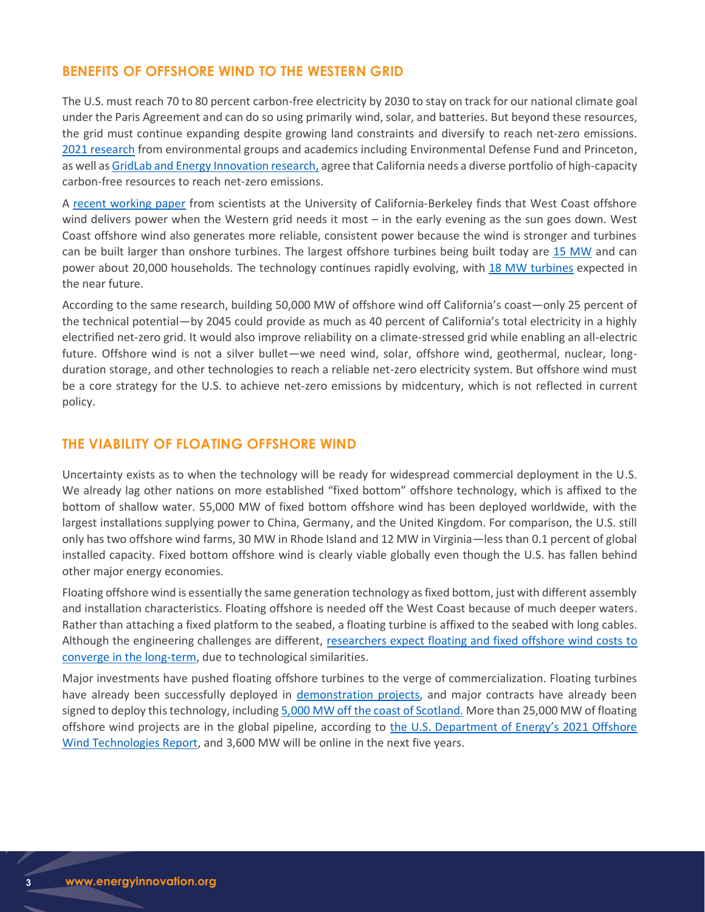## BENEFITS OF OFFSHORE WIND TO THE WESTERN GRID

The U.S. must reach 70 to 80 percent carbon-free electricity by 2030 to stay on track for our national climate goal under the Paris Agreement and can do so using primarily wind, solar, and batteries. But beyond these resources, the grid must continue expanding despite growing land constraints and diversify to reach net-zero emissions. 2021 research from environmental groups and academics including Environmental Defense Fund and Princeton, as well as GridLab and Energy Innovation research, agree that California needs a diverse portfolio of high-capacity carbon-free resources to reach net-zero emissions.

A recent working paper from scientists at the University of California-Berkeley finds that West Coast offshore wind delivers power when the Western grid needs it most – in the early evening as the sun goes down. West Coast offshore wind also generates more reliable, consistent power because the wind is stronger and turbines can be built larger than onshore turbines. The largest offshore turbines being built today are 15 MW and can power about 20,000 households. The technology continues rapidly evolving, with 18 MW turbines expected in the near future.

According to the same research, building 50,000 MW of offshore wind off California's coast—only 25 percent of the technical potential—by 2045 could provide as much as 40 percent of California's total electricity in a highly electrified net-zero grid. It would also improve reliability on a climate-stressed grid while enabling an all-electric future. Offshore wind is not a silver bullet—we need wind, solar, offshore wind, geothermal, nuclear, long-duration storage, and other technologies to reach a reliable net-zero electricity system. But offshore wind must be a core strategy for the U.S. to achieve net-zero emissions by midcentury, which is not reflected in current policy.

## THE VIABILITY OF FLOATING OFFSHORE WIND

Uncertainty exists as to when the technology will be ready for widespread commercial deployment in the U.S. We already lag other nations on more established "fixed bottom" offshore technology, which is affixed to the bottom of shallow water. 55,000 MW of fixed bottom offshore wind has been deployed worldwide, with the largest installations supplying power to China, Germany, and the United Kingdom. For comparison, the U.S. still only has two offshore wind farms, 30 MW in Rhode Island and 12 MW in Virginia—less than 0.1 percent of global installed capacity. Fixed bottom offshore wind is clearly viable globally even though the U.S. has fallen behind other major energy economies.

Floating offshore wind is essentially the same generation technology as fixed bottom, just with different assembly and installation characteristics. Floating offshore is needed off the West Coast because of much deeper waters. Rather than attaching a fixed platform to the seabed, a floating turbine is affixed to the seabed with long cables. Although the engineering challenges are different, researchers expect floating and fixed offshore wind costs to converge in the long-term, due to technological similarities.

Major investments have pushed floating offshore turbines to the verge of commercialization. Floating turbines have already been successfully deployed in demonstration projects, and major contracts have already been signed to deploy this technology, including 5,000 MW off the coast of Scotland. More than 25,000 MW of floating offshore wind projects are in the global pipeline, according to the U.S. Department of Energy's 2021 Offshore Wind Technologies Report, and 3,600 MW will be online in the next five years.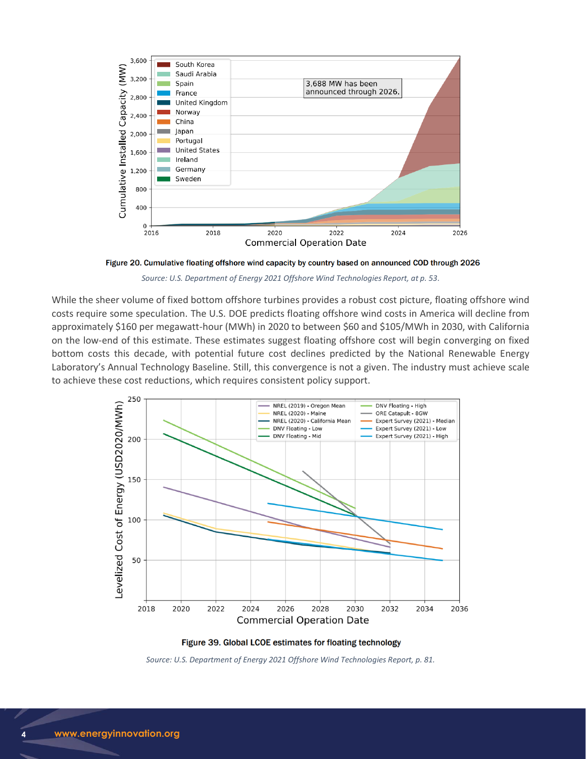**Figure 20. Cumulative floating offshore wind capacity by country based on announced COD through 2026**

*Source: U.S. Department of Energy 2021 Offshore Wind Technologies Report, at p. 53.*

While the sheer volume of fixed bottom offshore turbines provides a robust cost picture, floating offshore wind costs require some speculation. The U.S. DOE predicts floating offshore wind costs in America will decline from approximately $160 per megawatt-hour (MWh) in 2020 to between $60 and $105/MWh in 2030, with California on the low-end of this estimate. These estimates suggest floating offshore cost will begin converging on fixed bottom costs this decade, with potential future cost declines predicted by the National Renewable Energy Laboratory's Annual Technology Baseline. Still, this convergence is not a given. The industry must achieve scale to achieve these cost reductions, which requires consistent policy support.

**Figure 39. Global LCOE estimates for floating technology**

*Source: U.S. Department of Energy 2021 Offshore Wind Technologies Report, p. 81.*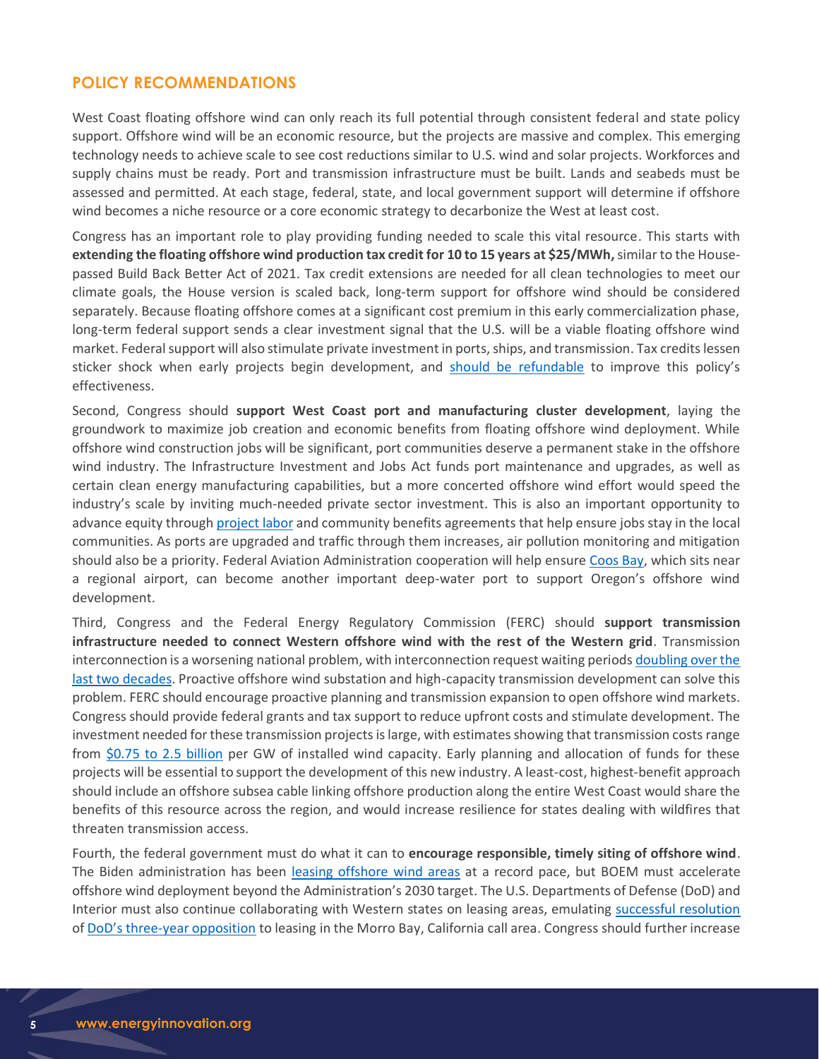## POLICY RECOMMENDATIONS

West Coast floating offshore wind can only reach its full potential through consistent federal and state policy support. Offshore wind will be an economic resource, but the projects are massive and complex. This emerging technology needs to achieve scale to see cost reductions similar to U.S. wind and solar projects. Workforces and supply chains must be ready. Port and transmission infrastructure must be built. Lands and seabeds must be assessed and permitted. At each stage, federal, state, and local government support will determine if offshore wind becomes a niche resource or a core economic strategy to decarbonize the West at least cost.

Congress has an important role to play providing funding needed to scale this vital resource. This starts with **extending the floating offshore wind production tax credit for 10 to 15 years at $25/MWh,** similar to the House-passed Build Back Better Act of 2021. Tax credit extensions are needed for all clean technologies to meet our climate goals, the House version is scaled back, long-term support for offshore wind should be considered separately. Because floating offshore comes at a significant cost premium in this early commercialization phase, long-term federal support sends a clear investment signal that the U.S. will be a viable floating offshore wind market. Federal support will also stimulate private investment in ports, ships, and transmission. Tax credits lessen sticker shock when early projects begin development, and should be refundable to improve this policy's effectiveness.

Second, Congress should **support West Coast port and manufacturing cluster development**, laying the groundwork to maximize job creation and economic benefits from floating offshore wind deployment. While offshore wind construction jobs will be significant, port communities deserve a permanent stake in the offshore wind industry. The Infrastructure Investment and Jobs Act funds port maintenance and upgrades, as well as certain clean energy manufacturing capabilities, but a more concerted offshore wind effort would speed the industry's scale by inviting much-needed private sector investment. This is also an important opportunity to advance equity through project labor and community benefits agreements that help ensure jobs stay in the local communities. As ports are upgraded and traffic through them increases, air pollution monitoring and mitigation should also be a priority. Federal Aviation Administration cooperation will help ensure Coos Bay, which sits near a regional airport, can become another important deep-water port to support Oregon's offshore wind development.

Third, Congress and the Federal Energy Regulatory Commission (FERC) should **support transmission infrastructure needed to connect Western offshore wind with the rest of the Western grid**. Transmission interconnection is a worsening national problem, with interconnection request waiting periods doubling over the last two decades. Proactive offshore wind substation and high-capacity transmission development can solve this problem. FERC should encourage proactive planning and transmission expansion to open offshore wind markets. Congress should provide federal grants and tax support to reduce upfront costs and stimulate development. The investment needed for these transmission projects is large, with estimates showing that transmission costs range from $0.75 to 2.5 billion per GW of installed wind capacity. Early planning and allocation of funds for these projects will be essential to support the development of this new industry. A least-cost, highest-benefit approach should include an offshore subsea cable linking offshore production along the entire West Coast would share the benefits of this resource across the region, and would increase resilience for states dealing with wildfires that threaten transmission access.

Fourth, the federal government must do what it can to **encourage responsible, timely siting of offshore wind**. The Biden administration has been leasing offshore wind areas at a record pace, but BOEM must accelerate offshore wind deployment beyond the Administration's 2030 target. The U.S. Departments of Defense (DoD) and Interior must also continue collaborating with Western states on leasing areas, emulating successful resolution of DoD's three-year opposition to leasing in the Morro Bay, California call area. Congress should further increase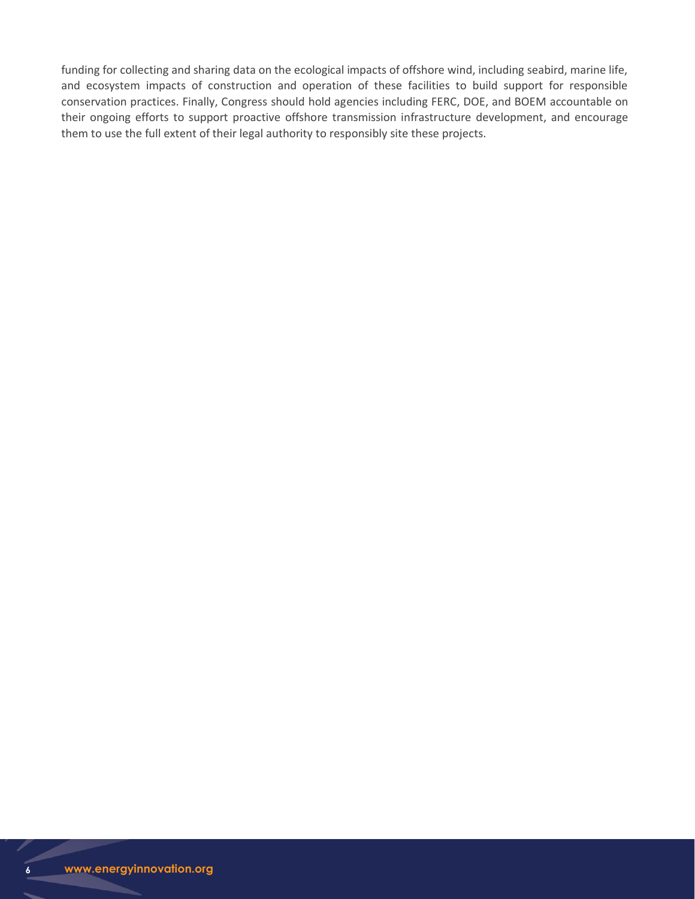funding for collecting and sharing data on the ecological impacts of offshore wind, including seabird, marine life, and ecosystem impacts of construction and operation of these facilities to build support for responsible conservation practices. Finally, Congress should hold agencies including FERC, DOE, and BOEM accountable on their ongoing efforts to support proactive offshore transmission infrastructure development, and encourage them to use the full extent of their legal authority to responsibly site these projects.